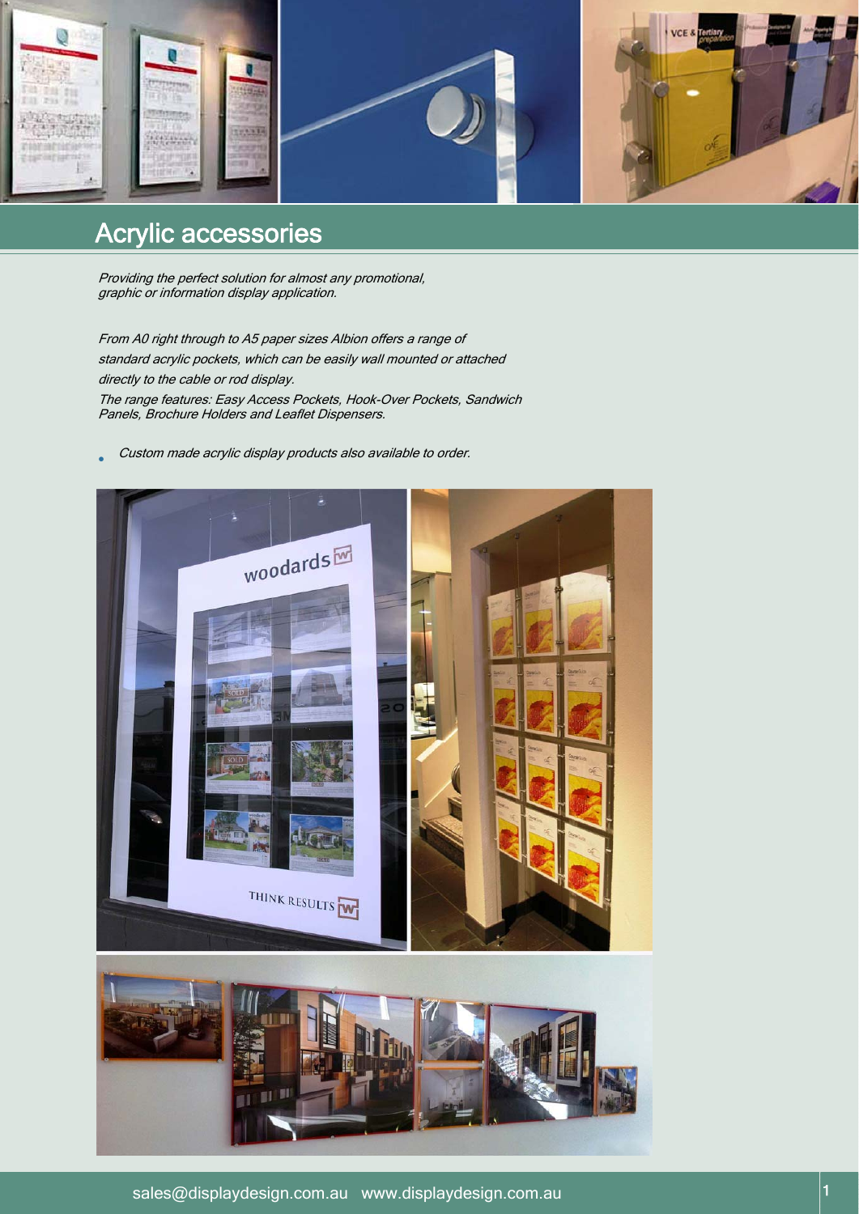# Acrylic accessories

*Providing the perfect solution for almost any promotional, graphic or information display application.*

*From A0 right through to A5 paper sizes Albion offers a range of standard acrylic pockets, which can be easily wall mounted or attached directly to the cable or rod display.*

*The range features: Easy Access Pockets, Hook-Over Pockets, Sandwich Panels, Brochure Holders and Leaflet Dispensers.*

- *Custom made acrylic display products also available to order.*

sales@displaydesign.com.au www.displaydesign.com.au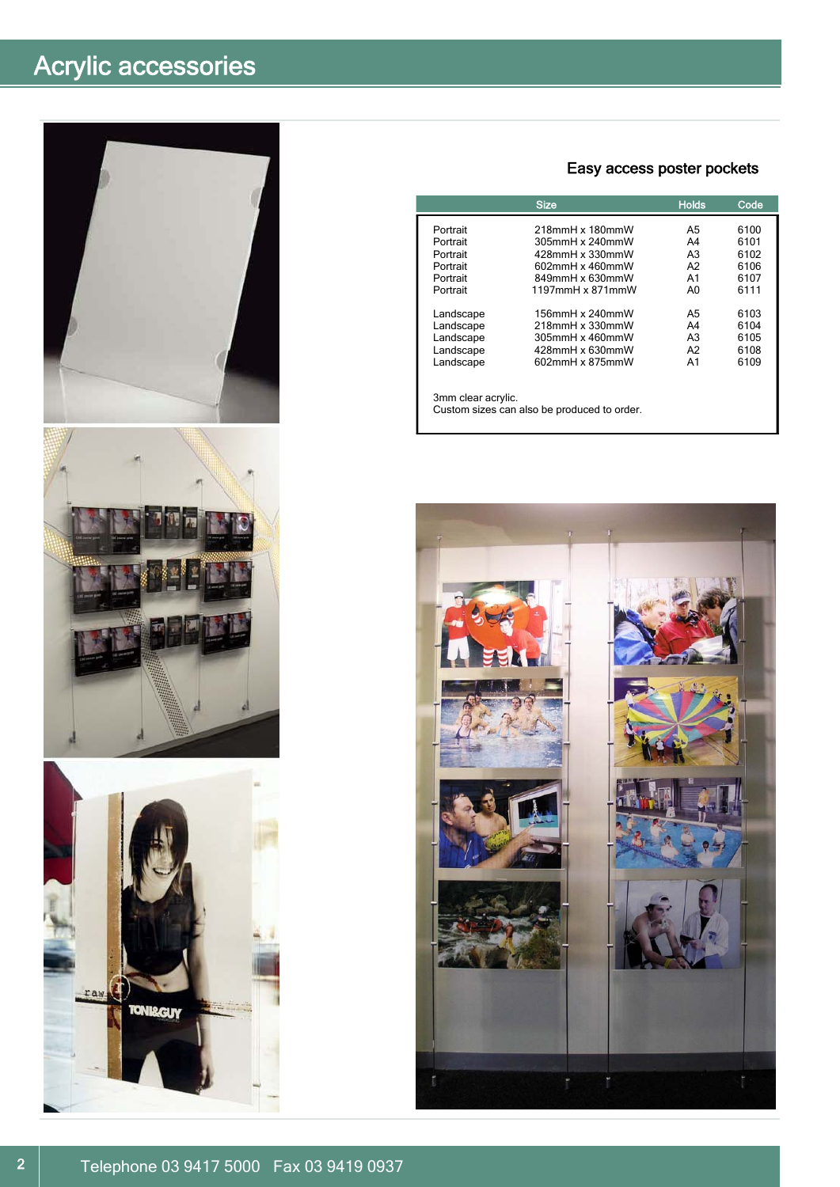# Acrylic accessories

## Easy access poster pockets

| | Size | Holds | Code |
|---|---|---|---|
| Portrait | 218mmH x 180mmW | A5 | 6100 |
| Portrait | 305mmH x 240mmW | A4 | 6101 |
| Portrait | 428mmH x 330mmW | A3 | 6102 |
| Portrait | 602mmH x 460mmW | A2 | 6106 |
| Portrait | 849mmH x 630mmW | A1 | 6107 |
| Portrait | 1197mmH x 871mmW | A0 | 6111 |
| Landscape | 156mmH x 240mmW | A5 | 6103 |
| Landscape | 218mmH x 330mmW | A4 | 6104 |
| Landscape | 305mmH x 460mmW | A3 | 6105 |
| Landscape | 428mmH x 630mmW | A2 | 6108 |
| Landscape | 602mmH x 875mmW | A1 | 6109 |

3mm clear acrylic.
Custom sizes can also be produced to order.

Telephone 03 9417 5000   Fax 03 9419 0937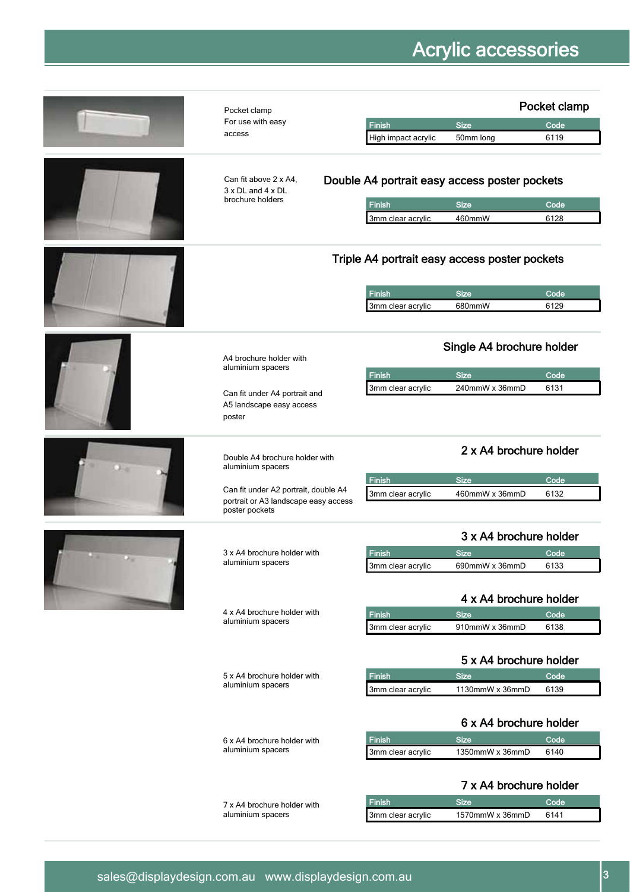# Acrylic accessories

## Pocket clamp

Pocket clamp
For use with easy access

| Finish | Size | Code |
|---|---|---|
| High impact acrylic | 50mm long | 6119 |

## Double A4 portrait easy access poster pockets

Can fit above 2 x A4, 3 x DL and 4 x DL brochure holders

| Finish | Size | Code |
|---|---|---|
| 3mm clear acrylic | 460mmW | 6128 |

## Triple A4 portrait easy access poster pockets

| Finish | Size | Code |
|---|---|---|
| 3mm clear acrylic | 680mmW | 6129 |

## Single A4 brochure holder

A4 brochure holder with aluminium spacers

Can fit under A4 portrait and A5 landscape easy access poster

| Finish | Size | Code |
|---|---|---|
| 3mm clear acrylic | 240mmW x 36mmD | 6131 |

## 2 x A4 brochure holder

Double A4 brochure holder with aluminium spacers

Can fit under A2 portrait, double A4 portrait or A3 landscape easy access poster pockets

| Finish | Size | Code |
|---|---|---|
| 3mm clear acrylic | 460mmW x 36mmD | 6132 |

## 3 x A4 brochure holder

3 x A4 brochure holder with aluminium spacers

| Finish | Size | Code |
|---|---|---|
| 3mm clear acrylic | 690mmW x 36mmD | 6133 |

## 4 x A4 brochure holder

4 x A4 brochure holder with aluminium spacers

| Finish | Size | Code |
|---|---|---|
| 3mm clear acrylic | 910mmW x 36mmD | 6138 |

## 5 x A4 brochure holder

5 x A4 brochure holder with aluminium spacers

| Finish | Size | Code |
|---|---|---|
| 3mm clear acrylic | 1130mmW x 36mmD | 6139 |

## 6 x A4 brochure holder

6 x A4 brochure holder with aluminium spacers

| Finish | Size | Code |
|---|---|---|
| 3mm clear acrylic | 1350mmW x 36mmD | 6140 |

## 7 x A4 brochure holder

7 x A4 brochure holder with aluminium spacers

| Finish | Size | Code |
|---|---|---|
| 3mm clear acrylic | 1570mmW x 36mmD | 6141 |

sales@displaydesign.com.au www.displaydesign.com.au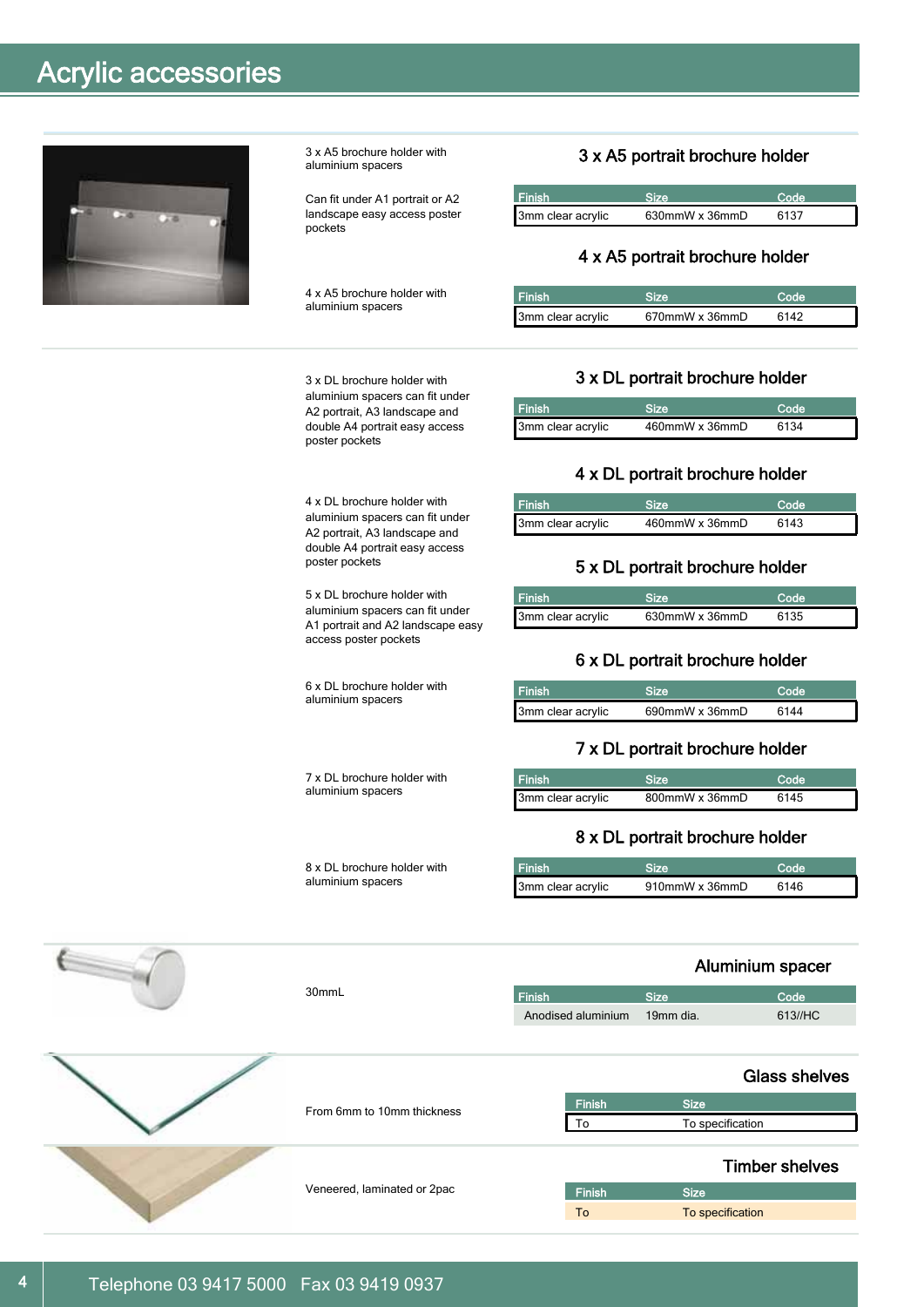# Acrylic accessories

3 x A5 brochure holder with aluminium spacers

Can fit under A1 portrait or A2 landscape easy access poster pockets

### 3 x A5 portrait brochure holder

| Finish | Size | Code |
|---|---|---|
| 3mm clear acrylic | 630mmW x 36mmD | 6137 |

4 x A5 brochure holder with aluminium spacers

### 4 x A5 portrait brochure holder

| Finish | Size | Code |
|---|---|---|
| 3mm clear acrylic | 670mmW x 36mmD | 6142 |

3 x DL brochure holder with aluminium spacers can fit under A2 portrait, A3 landscape and double A4 portrait easy access poster pockets

### 3 x DL portrait brochure holder

| Finish | Size | Code |
|---|---|---|
| 3mm clear acrylic | 460mmW x 36mmD | 6134 |

4 x DL brochure holder with aluminium spacers can fit under A2 portrait, A3 landscape and double A4 portrait easy access poster pockets

### 4 x DL portrait brochure holder

| Finish | Size | Code |
|---|---|---|
| 3mm clear acrylic | 460mmW x 36mmD | 6143 |

5 x DL brochure holder with aluminium spacers can fit under A1 portrait and A2 landscape easy access poster pockets

### 5 x DL portrait brochure holder

| Finish | Size | Code |
|---|---|---|
| 3mm clear acrylic | 630mmW x 36mmD | 6135 |

6 x DL brochure holder with aluminium spacers

### 6 x DL portrait brochure holder

| Finish | Size | Code |
|---|---|---|
| 3mm clear acrylic | 690mmW x 36mmD | 6144 |

7 x DL brochure holder with aluminium spacers

### 7 x DL portrait brochure holder

| Finish | Size | Code |
|---|---|---|
| 3mm clear acrylic | 800mmW x 36mmD | 6145 |

8 x DL brochure holder with aluminium spacers

### 8 x DL portrait brochure holder

| Finish | Size | Code |
|---|---|---|
| 3mm clear acrylic | 910mmW x 36mmD | 6146 |

30mmL

### Aluminium spacer

| Finish | Size | Code |
|---|---|---|
| Anodised aluminium | 19mm dia. | 613//HC |

From 6mm to 10mm thickness

### Glass shelves

| Finish | Size |
|---|---|
| To | To specification |

Veneered, laminated or 2pac

### Timber shelves

| Finish | Size |
|---|---|
| To | To specification |

Telephone 03 9417 5000 Fax 03 9419 0937